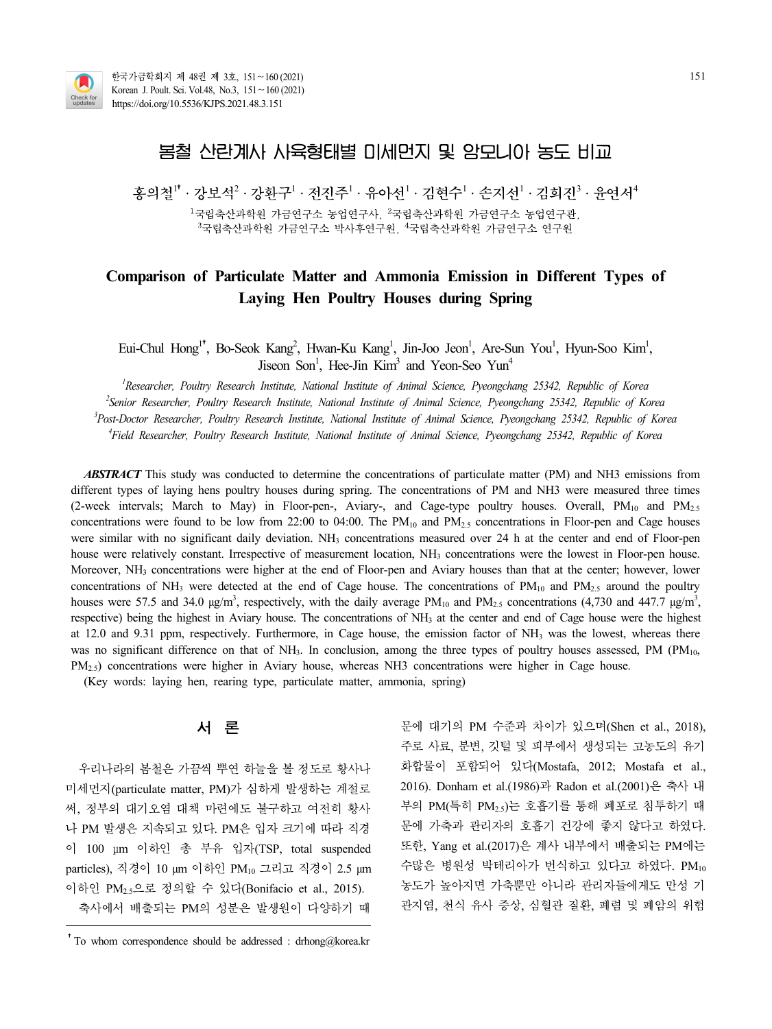# 봄철 산란계사 사육형태별 미세먼지 및 암모니아 농도 비교

홍의철[1†] · 강보석[2] · 강환구[1] · 전진주[1] · 유아선[1] · 김현수[1] · 손지선[1] · 김희진[3] · 윤연서[4]

[1]국립축산과학원 가금연구소 농업연구사, [2]국립축산과학원 가금연구소 농업연구관, [3]국립축산과학원 가금연구소 박사후연구원, [4]국립축산과학원 가금연구소 연구원

## Comparison of Particulate Matter and Ammonia Emission in Different Types of Laying Hen Poultry Houses during Spring

Eui-Chul Hong[1†], Bo-Seok Kang[2], Hwan-Ku Kang[1], Jin-Joo Jeon[1], Are-Sun You[1], Hyun-Soo Kim[1], Jiseon Son[1], Hee-Jin Kim[3] and Yeon-Seo Yun[4]

*[1]Researcher, Poultry Research Institute, National Institute of Animal Science, Pyeongchang 25342, Republic of Korea*
*[2]Senior Researcher, Poultry Research Institute, National Institute of Animal Science, Pyeongchang 25342, Republic of Korea*
*[3]Post-Doctor Researcher, Poultry Research Institute, National Institute of Animal Science, Pyeongchang 25342, Republic of Korea*
*[4]Field Researcher, Poultry Research Institute, National Institute of Animal Science, Pyeongchang 25342, Republic of Korea*

***ABSTRACT*** This study was conducted to determine the concentrations of particulate matter (PM) and NH3 emissions from different types of laying hens poultry houses during spring. The concentrations of PM and NH3 were measured three times (2-week intervals; March to May) in Floor-pen-, Aviary-, and Cage-type poultry houses. Overall, $PM_{10}$ and $PM_{2.5}$ concentrations were found to be low from 22:00 to 04:00. The $PM_{10}$ and $PM_{2.5}$ concentrations in Floor-pen and Cage houses were similar with no significant daily deviation. $NH_3$ concentrations measured over 24 h at the center and end of Floor-pen house were relatively constant. Irrespective of measurement location, $NH_3$ concentrations were the lowest in Floor-pen house. Moreover, $NH_3$ concentrations were higher at the end of Floor-pen and Aviary houses than that at the center; however, lower concentrations of $NH_3$ were detected at the end of Cage house. The concentrations of $PM_{10}$ and $PM_{2.5}$ around the poultry houses were 57.5 and 34.0 μg/m$^3$, respectively, with the daily average $PM_{10}$ and $PM_{2.5}$ concentrations (4,730 and 447.7 μg/m$^3$, respective) being the highest in Aviary house. The concentrations of $NH_3$ at the center and end of Cage house were the highest at 12.0 and 9.31 ppm, respectively. Furthermore, in Cage house, the emission factor of $NH_3$ was the lowest, whereas there was no significant difference on that of $NH_3$. In conclusion, among the three types of poultry houses assessed, PM ($PM_{10}$, $PM_{2.5}$) concentrations were higher in Aviary house, whereas NH3 concentrations were higher in Cage house.

(Key words: laying hen, rearing type, particulate matter, ammonia, spring)

## 서 론

우리나라의 봄철은 가끔씩 뿌연 하늘을 볼 정도로 황사나 미세먼지(particulate matter, PM)가 심하게 발생하는 계절로써, 정부의 대기오염 대책 마련에도 불구하고 여전히 황사나 PM 발생은 지속되고 있다. PM은 입자 크기에 따라 직경이 100 μm 이하인 총 부유 입자(TSP, total suspended particles), 직경이 10 μm 이하인 $PM_{10}$ 그리고 직경이 2.5 μm 이하인 $PM_{2.5}$으로 정의할 수 있다(Bonifacio et al., 2015).

축사에서 배출되는 PM의 성분은 발생원이 다양하기 때문에 대기의 PM 수준과 차이가 있으며(Shen et al., 2018), 주로 사료, 분변, 깃털 및 피부에서 생성되는 고농도의 유기화합물이 포함되어 있다(Mostafa, 2012; Mostafa et al., 2016). Donham et al.(1986)과 Radon et al.(2001)은 축사 내부의 PM(특히 $PM_{2.5}$)는 호흡기를 통해 폐포로 침투하기 때문에 가축과 관리자의 호흡기 건강에 좋지 않다고 하였다. 또한, Yang et al.(2017)은 계사 내부에서 배출되는 PM에는 수많은 병원성 박테리아가 번식하고 있다고 하였다. $PM_{10}$ 농도가 높아지면 가축뿐만 아니라 관리자들에게도 만성 기관지염, 천식 유사 증상, 심혈관 질환, 폐렴 및 폐암의 위험

† To whom correspondence should be addressed : drhong@korea.kr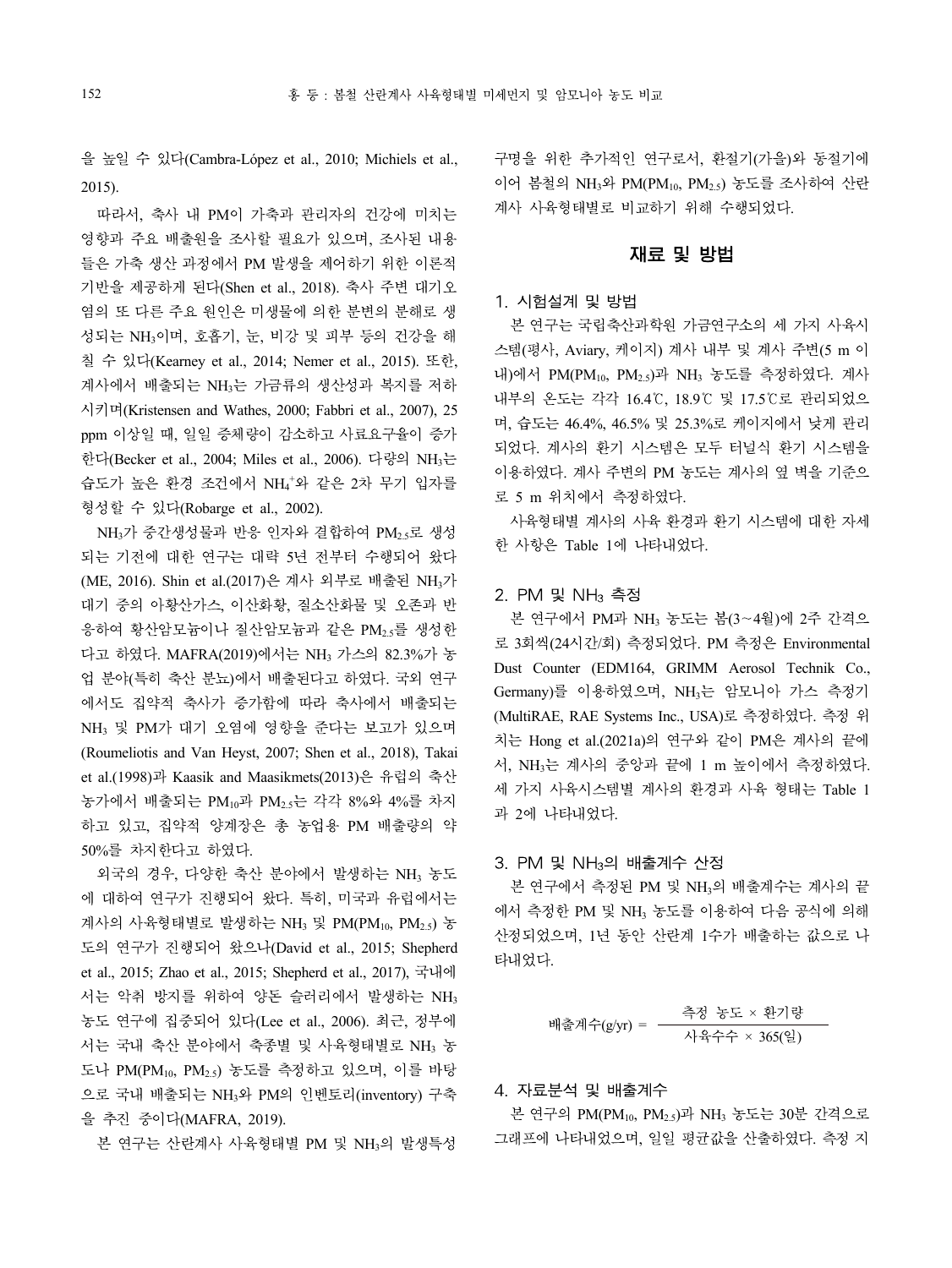을 높일 수 있다(Cambra-López et al., 2010; Michiels et al., 2015).

따라서, 축사 내 PM이 가축과 관리자의 건강에 미치는 영향과 주요 배출원을 조사할 필요가 있으며, 조사된 내용들은 가축 생산 과정에서 PM 발생을 제어하기 위한 이론적 기반을 제공하게 된다(Shen et al., 2018). 축사 주변 대기오염의 또 다른 주요 원인은 미생물에 의한 분변의 분해로 생성되는 $NH_3$이며, 호흡기, 눈, 비강 및 피부 등의 건강을 해칠 수 있다(Kearney et al., 2014; Nemer et al., 2015). 또한, 계사에서 배출되는 $NH_3$는 가금류의 생산성과 복지를 저하시키며(Kristensen and Wathes, 2000; Fabbri et al., 2007), 25 ppm 이상일 때, 일일 증체량이 감소하고 사료요구율이 증가한다(Becker et al., 2004; Miles et al., 2006). 다량의 $NH_3$는 습도가 높은 환경 조건에서 $NH_4^+$와 같은 2차 무기 입자를 형성할 수 있다(Robarge et al., 2002).

$NH_3$가 중간생성물과 반응 인자와 결합하여 $PM_{2.5}$로 생성되는 기전에 대한 연구는 대략 5년 전부터 수행되어 왔다(ME, 2016). Shin et al.(2017)은 계사 외부로 배출된 $NH_3$가 대기 중의 아황산가스, 이산화황, 질소산화물 및 오존과 반응하여 황산암모늄이나 질산암모늄과 같은 $PM_{2.5}$를 생성한다고 하였다. MAFRA(2019)에서는 $NH_3$ 가스의 82.3%가 농업 분야(특히 축산 분뇨)에서 배출된다고 하였다. 국외 연구에서도 집약적 축사가 증가함에 따라 축사에서 배출되는 $NH_3$ 및 PM가 대기 오염에 영향을 준다는 보고가 있으며(Roumeliotis and Van Heyst, 2007; Shen et al., 2018), Takai et al.(1998)과 Kaasik and Maasikmets(2013)은 유럽의 축산 농가에서 배출되는 $PM_{10}$과 $PM_{2.5}$는 각각 8%와 4%를 차지하고 있고, 집약적 양계장은 총 농업용 PM 배출량의 약 50%를 차지한다고 하였다.

외국의 경우, 다양한 축산 분야에서 발생하는 $NH_3$ 농도에 대하여 연구가 진행되어 왔다. 특히, 미국과 유럽에서는 계사의 사육형태별로 발생하는 $NH_3$ 및 PM($PM_{10}$, $PM_{2.5}$) 농도의 연구가 진행되어 왔으나(David et al., 2015; Shepherd et al., 2015; Zhao et al., 2015; Shepherd et al., 2017), 국내에서는 악취 방지를 위하여 양돈 슬러리에서 발생하는 $NH_3$ 농도 연구에 집중되어 있다(Lee et al., 2006). 최근, 정부에서는 국내 축산 분야에서 축종별 및 사육형태별로 $NH_3$ 농도나 PM($PM_{10}$, $PM_{2.5}$) 농도를 측정하고 있으며, 이를 바탕으로 국내 배출되는 $NH_3$와 PM의 인벤토리(inventory) 구축을 추진 중이다(MAFRA, 2019).

본 연구는 산란계사 사육형태별 PM 및 $NH_3$의 발생특성 구명을 위한 추가적인 연구로서, 환절기(가을)와 동절기에 이어 봄철의 $NH_3$와 PM($PM_{10}$, $PM_{2.5}$) 농도를 조사하여 산란계사 사육형태별로 비교하기 위해 수행되었다.

## 재료 및 방법

### 1. 시험설계 및 방법

본 연구는 국립축산과학원 가금연구소의 세 가지 사육시스템(평사, Aviary, 케이지) 계사 내부 및 계사 주변(5 m 이내)에서 PM($PM_{10}$, $PM_{2.5}$)과 $NH_3$ 농도를 측정하였다. 계사 내부의 온도는 각각 16.4℃, 18.9℃ 및 17.5℃로 관리되었으며, 습도는 46.4%, 46.5% 및 25.3%로 케이지에서 낮게 관리되었다. 계사의 환기 시스템은 모두 터널식 환기 시스템을 이용하였다. 계사 주변의 PM 농도는 계사의 옆 벽을 기준으로 5 m 위치에서 측정하였다.

사육형태별 계사의 사육 환경과 환기 시스템에 대한 자세한 사항은 Table 1에 나타내었다.

### 2. PM 및 $NH_3$ 측정

본 연구에서 PM과 $NH_3$ 농도는 봄(3~4월)에 2주 간격으로 3회씩(24시간/회) 측정되었다. PM 측정은 Environmental Dust Counter (EDM164, GRIMM Aerosol Technik Co., Germany)를 이용하였으며, $NH_3$는 암모니아 가스 측정기(MultiRAE, RAE Systems Inc., USA)로 측정하였다. 측정 위치는 Hong et al.(2021a)의 연구와 같이 PM은 계사의 끝에서, $NH_3$는 계사의 중앙과 끝에 1 m 높이에서 측정하였다. 세 가지 사육시스템별 계사의 환경과 사육 형태는 Table 1과 2에 나타내었다.

### 3. PM 및 $NH_3$의 배출계수 산정

본 연구에서 측정된 PM 및 $NH_3$의 배출계수는 계사의 끝에서 측정한 PM 및 $NH_3$ 농도를 이용하여 다음 공식에 의해 산정되었으며, 1년 동안 산란계 1수가 배출하는 값으로 나타내었다.

$$\text{배출계수(g/yr)} = \frac{\text{측정 농도} \times \text{환기량}}{\text{사육수수} \times 365(\text{일})}$$

### 4. 자료분석 및 배출계수

본 연구의 PM($PM_{10}$, $PM_{2.5}$)과 $NH_3$ 농도는 30분 간격으로 그래프에 나타내었으며, 일일 평균값을 산출하였다. 측정 지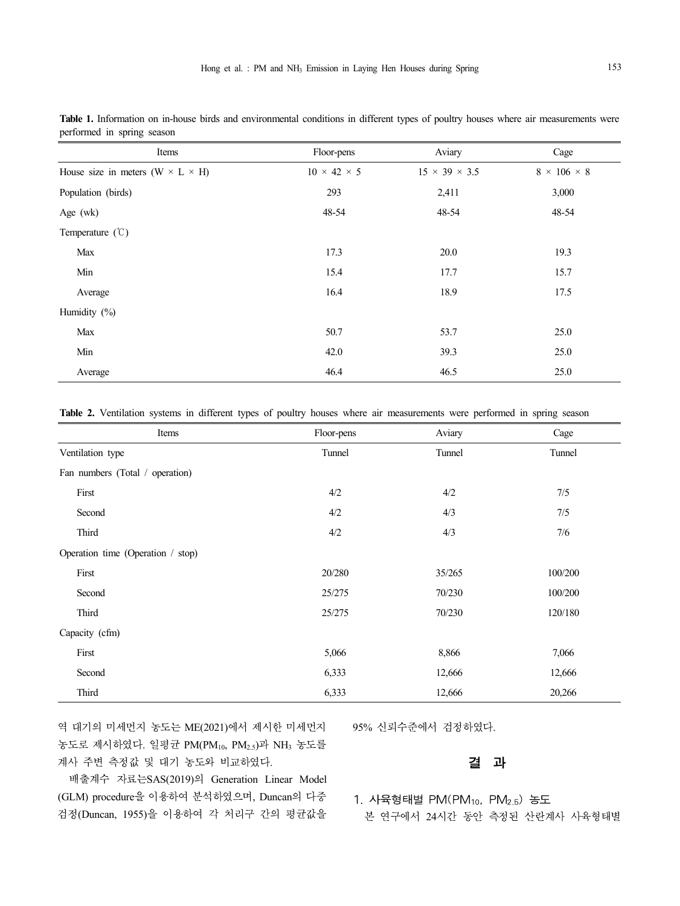**Table 1.** Information on in-house birds and environmental conditions in different types of poultry houses where air measurements were performed in spring season

| Items | Floor-pens | Aviary | Cage |
|---|---|---|---|
| House size in meters (W × L × H) | 10 × 42 × 5 | 15 × 39 × 3.5 | 8 × 106 × 8 |
| Population (birds) | 293 | 2,411 | 3,000 |
| Age (wk) | 48-54 | 48-54 | 48-54 |
| Temperature (℃) | | | |
| Max | 17.3 | 20.0 | 19.3 |
| Min | 15.4 | 17.7 | 15.7 |
| Average | 16.4 | 18.9 | 17.5 |
| Humidity (%) | | | |
| Max | 50.7 | 53.7 | 25.0 |
| Min | 42.0 | 39.3 | 25.0 |
| Average | 46.4 | 46.5 | 25.0 |

**Table 2.** Ventilation systems in different types of poultry houses where air measurements were performed in spring season

| Items | Floor-pens | Aviary | Cage |
|---|---|---|---|
| Ventilation type | Tunnel | Tunnel | Tunnel |
| Fan numbers (Total / operation) | | | |
| First | 4/2 | 4/2 | 7/5 |
| Second | 4/2 | 4/3 | 7/5 |
| Third | 4/2 | 4/3 | 7/6 |
| Operation time (Operation / stop) | | | |
| First | 20/280 | 35/265 | 100/200 |
| Second | 25/275 | 70/230 | 100/200 |
| Third | 25/275 | 70/230 | 120/180 |
| Capacity (cfm) | | | |
| First | 5,066 | 8,866 | 7,066 |
| Second | 6,333 | 12,666 | 12,666 |
| Third | 6,333 | 12,666 | 20,266 |

역 대기의 미세먼지 농도는 ME(2021)에서 제시한 미세먼지 농도로 제시하였다. 일평균 PM($PM_{10}$, $PM_{2.5}$)과 $NH_3$ 농도를 계사 주변 측정값 및 대기 농도와 비교하였다.

배출계수 자료는SAS(2019)의 Generation Linear Model (GLM) procedure을 이용하여 분석하였으며, Duncan의 다중 검정(Duncan, 1955)을 이용하여 각 처리구 간의 평균값을 95% 신뢰수준에서 검정하였다.

## 결 과

### 1. 사육형태별 PM($PM_{10}$, $PM_{2.5}$) 농도

본 연구에서 24시간 동안 측정된 산란계사 사육형태별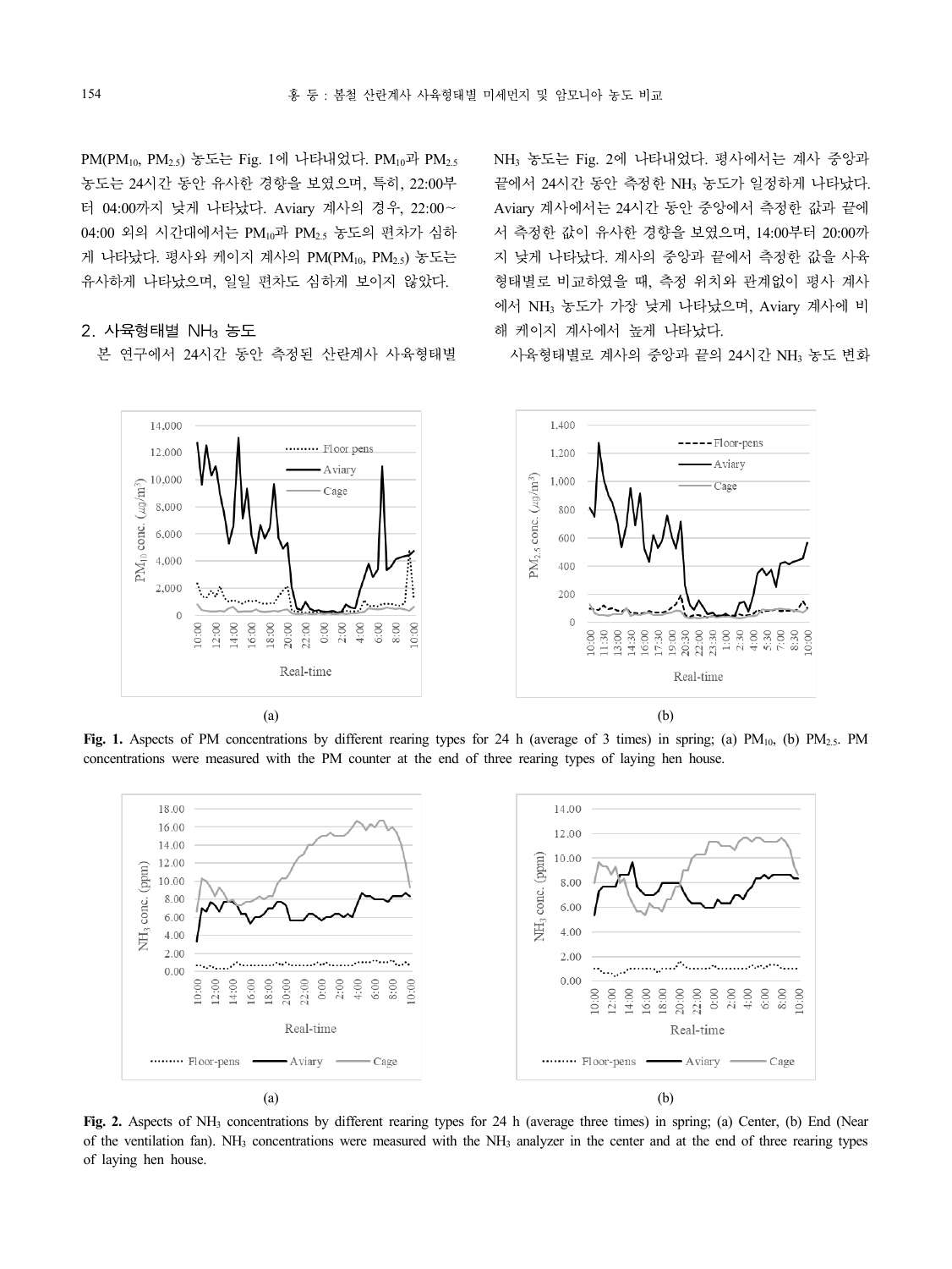PM($PM_{10}$, $PM_{2.5}$) 농도는 Fig. 1에 나타내었다. $PM_{10}$과 $PM_{2.5}$ 농도는 24시간 동안 유사한 경향을 보였으며, 특히, 22:00부터 04:00까지 낮게 나타났다. Aviary 계사의 경우, 22:00~04:00 외의 시간대에서는 $PM_{10}$과 $PM_{2.5}$ 농도의 편차가 심하게 나타났다. 평사와 케이지 계사의 PM($PM_{10}$, $PM_{2.5}$) 농도는 유사하게 나타났으며, 일일 편차도 심하게 보이지 않았다.

## 2. 사육형태별 $NH_3$ 농도

본 연구에서 24시간 동안 측정된 산란계사 사육형태별 $NH_3$ 농도는 Fig. 2에 나타내었다. 평사에서는 계사 중앙과 끝에서 24시간 동안 측정한 $NH_3$ 농도가 일정하게 나타났다. Aviary 계사에서는 24시간 동안 중앙에서 측정한 값과 끝에서 측정한 값이 유사한 경향을 보였으며, 14:00부터 20:00까지 낮게 나타났다. 계사의 중앙과 끝에서 측정한 값을 사육형태별로 비교하였을 때, 측정 위치와 관계없이 평사 계사에서 $NH_3$ 농도가 가장 낮게 나타났으며, Aviary 계사에 비해 케이지 계사에서 높게 나타났다.

사육형태별로 계사의 중앙과 끝의 24시간 $NH_3$ 농도 변화

**Fig. 1.** Aspects of PM concentrations by different rearing types for 24 h (average of 3 times) in spring; (a) $PM_{10}$, (b) $PM_{2.5}$. PM concentrations were measured with the PM counter at the end of three rearing types of laying hen house.

**Fig. 2.** Aspects of $NH_3$ concentrations by different rearing types for 24 h (average three times) in spring; (a) Center, (b) End (Near of the ventilation fan). $NH_3$ concentrations were measured with the $NH_3$ analyzer in the center and at the end of three rearing types of laying hen house.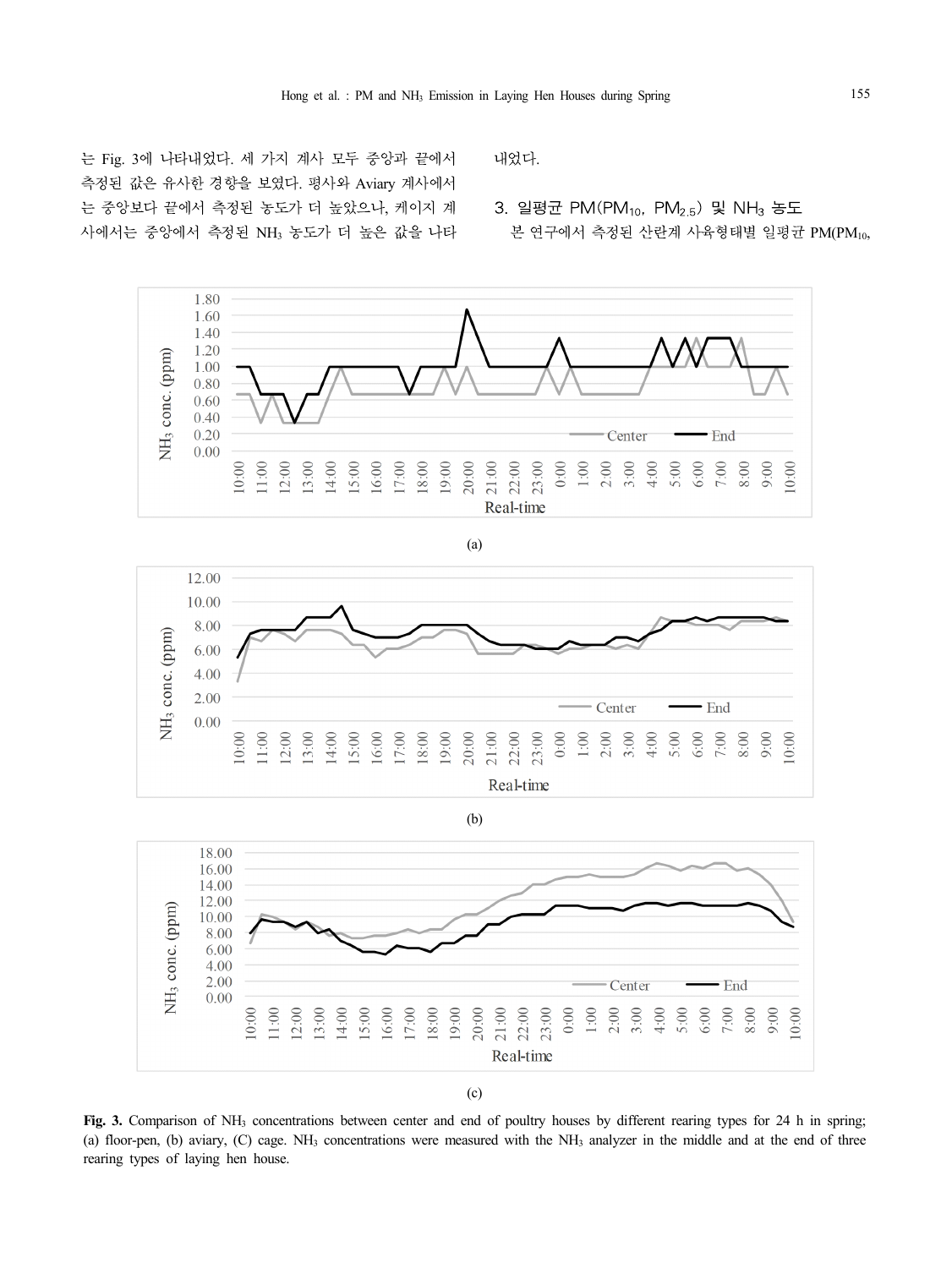는 Fig. 3에 나타내었다. 세 가지 계사 모두 중앙과 끝에서 측정된 값은 유사한 경향을 보였다. 평사와 Aviary 계사에서는 중앙보다 끝에서 측정된 농도가 더 높았으나, 케이지 계사에서는 중앙에서 측정된 $NH_3$ 농도가 더 높은 값을 나타내었다.

### 3. 일평균 PM($PM_{10}$, $PM_{2.5}$) 및 $NH_3$ 농도

본 연구에서 측정된 산란계 사육형태별 일평균 PM($PM_{10}$,

(a)

(b)

(c)

**Fig. 3.** Comparison of $NH_3$ concentrations between center and end of poultry houses by different rearing types for 24 h in spring; (a) floor-pen, (b) aviary, (C) cage. $NH_3$ concentrations were measured with the $NH_3$ analyzer in the middle and at the end of three rearing types of laying hen house.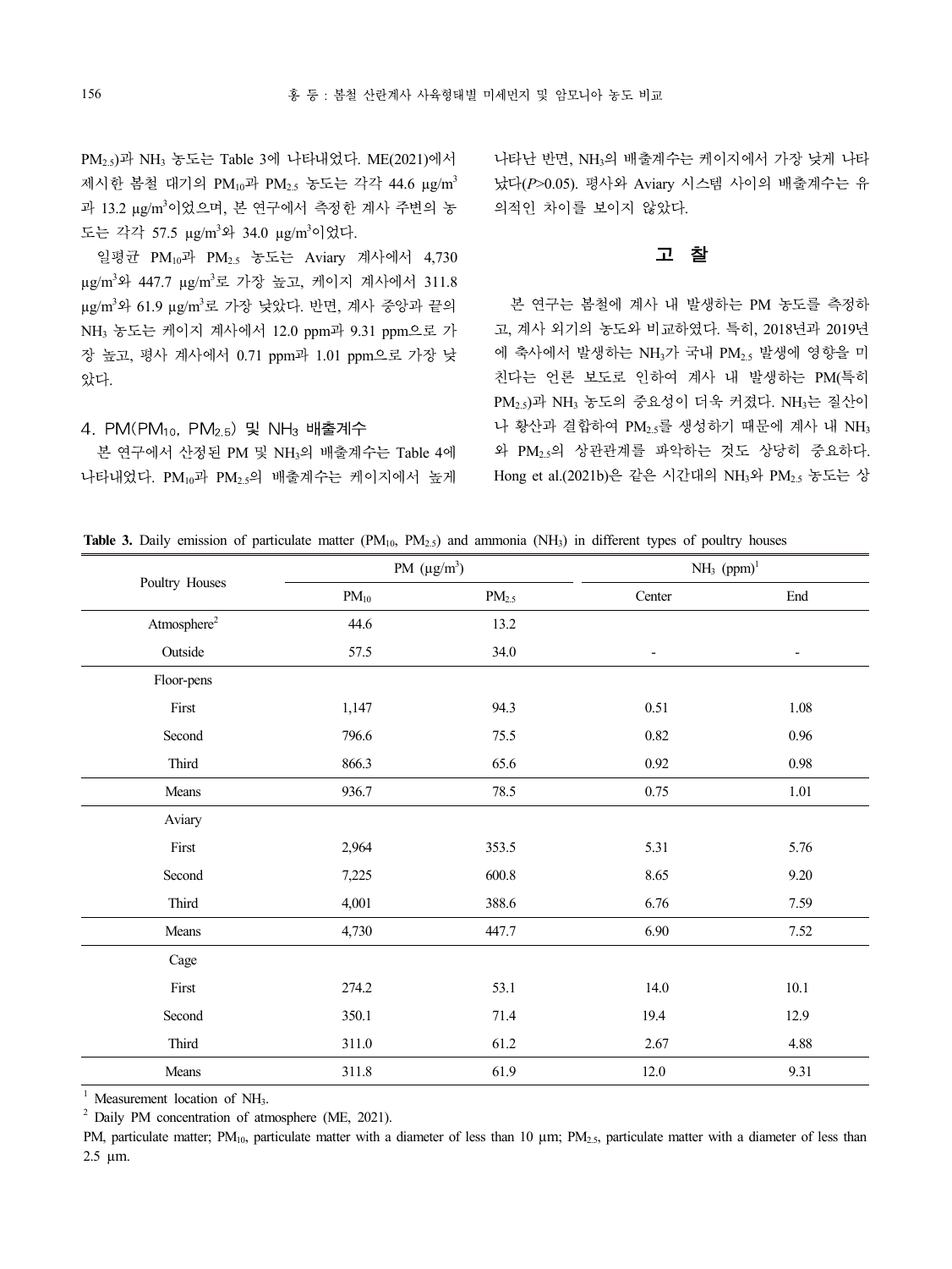$PM_{2.5}$)과 $NH_3$ 농도는 Table 3에 나타내었다. ME(2021)에서 제시한 봄철 대기의 $PM_{10}$과 $PM_{2.5}$ 농도는 각각 44.6 μg/$m^3$과 13.2 μg/$m^3$이었으며, 본 연구에서 측정한 계사 주변의 농도는 각각 57.5 μg/$m^3$와 34.0 μg/$m^3$이었다.

일평균 $PM_{10}$과 $PM_{2.5}$ 농도는 Aviary 계사에서 4,730 μg/$m^3$와 447.7 μg/$m^3$로 가장 높고, 케이지 계사에서 311.8 μg/$m^3$와 61.9 μg/$m^3$로 가장 낮았다. 반면, 계사 중앙과 끝의 $NH_3$ 농도는 케이지 계사에서 12.0 ppm과 9.31 ppm으로 가장 높고, 평사 계사에서 0.71 ppm과 1.01 ppm으로 가장 낮았다.

### 4. PM($PM_{10}$, $PM_{2.5}$) 및 $NH_3$ 배출계수

본 연구에서 산정된 PM 및 $NH_3$의 배출계수는 Table 4에 나타내었다. $PM_{10}$과 $PM_{2.5}$의 배출계수는 케이지에서 높게 나타난 반면, $NH_3$의 배출계수는 케이지에서 가장 낮게 나타났다($P$>0.05). 평사와 Aviary 시스템 사이의 배출계수는 유의적인 차이를 보이지 않았다.

## 고 찰

본 연구는 봄철에 계사 내 발생하는 PM 농도를 측정하고, 계사 외기의 농도와 비교하였다. 특히, 2018년과 2019년에 축사에서 발생하는 $NH_3$가 국내 $PM_{2.5}$ 발생에 영향을 미친다는 언론 보도로 인하여 계사 내 발생하는 PM(특히 $PM_{2.5}$)과 $NH_3$ 농도의 중요성이 더욱 커졌다. $NH_3$는 질산이나 황산과 결합하여 $PM_{2.5}$를 생성하기 때문에 계사 내 $NH_3$와 $PM_{2.5}$의 상관관계를 파악하는 것도 상당히 중요하다. Hong et al.(2021b)은 같은 시간대의 $NH_3$와 $PM_{2.5}$ 농도는 상

**Table 3.** Daily emission of particulate matter ($PM_{10}$, $PM_{2.5}$) and ammonia ($NH_3$) in different types of poultry houses

| Poultry Houses | PM (μg/$m^3$) | | $NH_3$ (ppm)[1] | |
|---|---|---|---|---|
| | $PM_{10}$ | $PM_{2.5}$ | Center | End |
| Atmosphere[2] | 44.6 | 13.2 | | |
| Outside | 57.5 | 34.0 | - | - |
| Floor-pens | | | | |
| First | 1,147 | 94.3 | 0.51 | 1.08 |
| Second | 796.6 | 75.5 | 0.82 | 0.96 |
| Third | 866.3 | 65.6 | 0.92 | 0.98 |
| Means | 936.7 | 78.5 | 0.75 | 1.01 |
| Aviary | | | | |
| First | 2,964 | 353.5 | 5.31 | 5.76 |
| Second | 7,225 | 600.8 | 8.65 | 9.20 |
| Third | 4,001 | 388.6 | 6.76 | 7.59 |
| Means | 4,730 | 447.7 | 6.90 | 7.52 |
| Cage | | | | |
| First | 274.2 | 53.1 | 14.0 | 10.1 |
| Second | 350.1 | 71.4 | 19.4 | 12.9 |
| Third | 311.0 | 61.2 | 2.67 | 4.88 |
| Means | 311.8 | 61.9 | 12.0 | 9.31 |

[1] Measurement location of $NH_3$.
[2] Daily PM concentration of atmosphere (ME, 2021).
PM, particulate matter; $PM_{10}$, particulate matter with a diameter of less than 10 μm; $PM_{2.5}$, particulate matter with a diameter of less than 2.5 μm.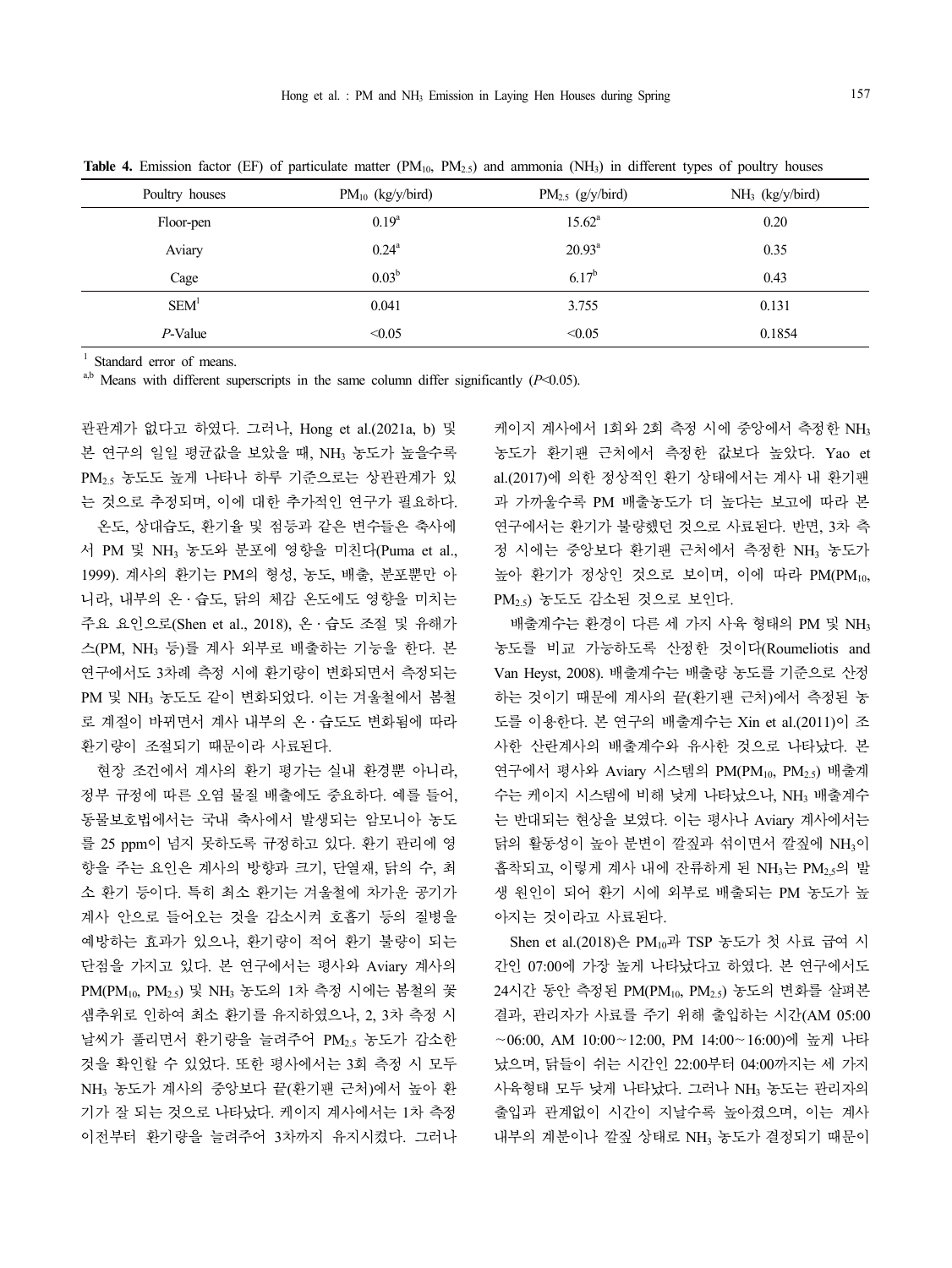**Table 4.** Emission factor (EF) of particulate matter ($PM_{10}$, $PM_{2.5}$) and ammonia ($NH_3$) in different types of poultry houses

| Poultry houses | $PM_{10}$ (kg/y/bird) | $PM_{2.5}$ (g/y/bird) | $NH_3$ (kg/y/bird) |
|---|---|---|---|
| Floor-pen | 0.19[a] | 15.62[a] | 0.20 |
| Aviary | 0.24[a] | 20.93[a] | 0.35 |
| Cage | 0.03[b] | 6.17[b] | 0.43 |
| SEM[1] | 0.041 | 3.755 | 0.131 |
| *P*-Value | <0.05 | <0.05 | 0.1854 |

[1] Standard error of means.

[a,b] Means with different superscripts in the same column differ significantly ($P$<0.05).

관관계가 없다고 하였다. 그러나, Hong et al.(2021a, b) 및 본 연구의 일일 평균값을 보았을 때, $NH_3$ 농도가 높을수록 $PM_{2.5}$ 농도도 높게 나타나 하루 기준으로는 상관관계가 있는 것으로 추정되며, 이에 대한 추가적인 연구가 필요하다.

온도, 상대습도, 환기율 및 점등과 같은 변수들은 축사에서 PM 및 $NH_3$ 농도와 분포에 영향을 미친다(Puma et al., 1999). 계사의 환기는 PM의 형성, 농도, 배출, 분포뿐만 아니라, 내부의 온 · 습도, 닭의 체감 온도에도 영향을 미치는 주요 요인으로(Shen et al., 2018), 온 · 습도 조절 및 유해가스(PM, $NH_3$ 등)를 계사 외부로 배출하는 기능을 한다. 본 연구에서도 3차례 측정 시에 환기량이 변화되면서 측정되는 PM 및 $NH_3$ 농도도 같이 변화되었다. 이는 겨울철에서 봄철로 계절이 바뀌면서 계사 내부의 온 · 습도가 변화됨에 따라 환기량이 조절되기 때문이라 사료된다.

현장 조건에서 계사의 환기 평가는 실내 환경뿐 아니라, 정부 규정에 따른 오염 물질 배출에도 중요하다. 예를 들어, 동물보호법에서는 국내 축사에서 발생되는 암모니아 농도를 25 ppm이 넘지 못하도록 규정하고 있다. 환기 관리에 영향을 주는 요인은 계사의 방향과 크기, 단열재, 닭의 수, 최소 환기 등이다. 특히 최소 환기는 겨울철에 차가운 공기가 계사 안으로 들어오는 것을 감소시켜 호흡기 등의 질병을 예방하는 효과가 있으나, 환기량이 적어 환기 불량이 되는 단점을 가지고 있다. 본 연구에서는 평사와 Aviary 계사의 PM($PM_{10}$, $PM_{2.5}$) 및 $NH_3$ 농도의 1차 측정 시에는 봄철의 꽃샘추위로 인하여 최소 환기를 유지하였으나, 2, 3차 측정 시 날씨가 풀리면서 환기량을 늘려주어 $PM_{2.5}$ 농도가 감소한 것을 확인할 수 있었다. 또한 평사에서는 3회 측정 시 모두 $NH_3$ 농도가 계사의 중앙보다 끝(환기팬 근처)에서 높아 환기가 잘 되는 것으로 나타났다. 케이지 계사에서는 1차 측정 이전부터 환기량을 늘려주어 3차까지 유지시켰다. 그러나 케이지 계사에서 1회와 2회 측정 시에 중앙에서 측정한 $NH_3$ 농도가 환기팬 근처에서 측정한 값보다 높았다. Yao et al.(2017)에 의한 정상적인 환기 상태에서는 계사 내 환기팬과 가까울수록 PM 배출농도가 더 높다는 보고에 따라 본 연구에서는 환기가 불량했던 것으로 사료된다. 반면, 3차 측정 시에는 중앙보다 환기팬 근처에서 측정한 $NH_3$ 농도가 높아 환기가 정상인 것으로 보이며, 이에 따라 PM($PM_{10}$, $PM_{2.5}$) 농도도 감소된 것으로 보인다.

배출계수는 환경이 다른 세 가지 사육 형태의 PM 및 $NH_3$ 농도를 비교 가능하도록 산정한 것이다(Roumeliotis and Van Heyst, 2008). 배출계수는 배출량 농도를 기준으로 산정하는 것이기 때문에 계사의 끝(환기팬 근처)에서 측정된 농도를 이용한다. 본 연구의 배출계수는 Xin et al.(2011)이 조사한 산란계사의 배출계수와 유사한 것으로 나타났다. 본 연구에서 평사와 Aviary 시스템의 PM($PM_{10}$, $PM_{2.5}$) 배출계수는 케이지 시스템에 비해 낮게 나타났으나, $NH_3$ 배출계수는 반대되는 현상을 보였다. 이는 평사나 Aviary 계사에서는 닭의 활동성이 높아 분변이 깔짚과 섞이면서 깔짚에 $NH_3$이 흡착되고, 이렇게 계사 내에 잔류하게 된 $NH_3$는 $PM_{2.5}$의 발생 원인이 되어 환기 시에 외부로 배출되는 PM 농도가 높아지는 것이라고 사료된다.

Shen et al.(2018)은 $PM_{10}$과 TSP 농도가 첫 사료 급여 시간인 07:00에 가장 높게 나타났다고 하였다. 본 연구에서도 24시간 동안 측정된 PM($PM_{10}$, $PM_{2.5}$) 농도의 변화를 살펴본 결과, 관리자가 사료를 주기 위해 출입하는 시간(AM 05:00~06:00, AM 10:00~12:00, PM 14:00~16:00)에 높게 나타났으며, 닭들이 쉬는 시간인 22:00부터 04:00까지는 세 가지 사육형태 모두 낮게 나타났다. 그러나 $NH_3$ 농도는 관리자의 출입과 관계없이 시간이 지날수록 높아졌으며, 이는 계사 내부의 계분이나 깔짚 상태로 $NH_3$ 농도가 결정되기 때문이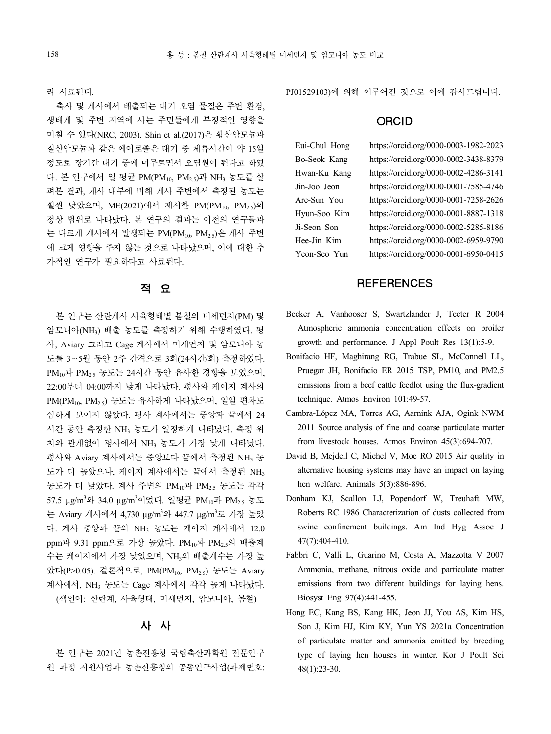라 사료된다.

축사 및 계사에서 배출되는 대기 오염 물질은 주변 환경, 생태계 및 주변 지역에 사는 주민들에게 부정적인 영향을 미칠 수 있다(NRC, 2003). Shin et al.(2017)은 황산암모늄과 질산암모늄과 같은 에어로졸은 대기 중 체류시간이 약 15일 정도로 장기간 대기 중에 머무르면서 오염원이 된다고 하였다. 본 연구에서 일 평균 PM($PM_{10}$, $PM_{2.5}$)과 $NH_3$ 농도를 살펴본 결과, 계사 내부에 비해 계사 주변에서 측정된 농도는 훨씬 낮았으며, ME(2021)에서 제시한 PM($PM_{10}$, $PM_{2.5}$)의 정상 범위로 나타났다. 본 연구의 결과는 이전의 연구들과는 다르게 계사에서 발생되는 PM($PM_{10}$, $PM_{2.5}$)은 계사 주변에 크게 영향을 주지 않는 것으로 나타났으며, 이에 대한 추가적인 연구가 필요하다고 사료된다.

## 적 요

본 연구는 산란계사 사육형태별 봄철의 미세먼지(PM) 및 암모니아($NH_3$) 배출 농도를 측정하기 위해 수행하였다. 평사, Aviary 그리고 Cage 계사에서 미세먼지 및 암모니아 농도를 3~5월 동안 2주 간격으로 3회(24시간/회) 측정하였다. $PM_{10}$과 $PM_{2.5}$ 농도는 24시간 동안 유사한 경향을 보였으며, 22:00부터 04:00까지 낮게 나타났다. 평사와 케이지 계사의 PM($PM_{10}$, $PM_{2.5}$) 농도는 유사하게 나타났으며, 일일 편차도 심하게 보이지 않았다. 평사 계사에서는 중앙과 끝에서 24시간 동안 측정한 $NH_3$ 농도가 일정하게 나타났다. 측정 위치와 관계없이 평사에서 $NH_3$ 농도가 가장 낮게 나타났다. 평사와 Aviary 계사에서는 중앙보다 끝에서 측정된 $NH_3$ 농도가 더 높았으나, 케이지 계사에서는 끝에서 측정된 $NH_3$ 농도가 더 낮았다. 계사 주변의 $PM_{10}$과 $PM_{2.5}$ 농도는 각각 57.5 $\mu g/m^3$와 34.0 $\mu g/m^3$이었다. 일평균 $PM_{10}$과 $PM_{2.5}$ 농도는 Aviary 계사에서 4,730 $\mu g/m^3$와 447.7 $\mu g/m^3$로 가장 높았다. 계사 중앙과 끝의 $NH_3$ 농도는 케이지 계사에서 12.0 ppm과 9.31 ppm으로 가장 높았다. $PM_{10}$과 $PM_{2.5}$의 배출계수는 케이지에서 가장 낮았으며, $NH_3$의 배출계수는 가장 높았다($P>0.05$). 결론적으로, PM($PM_{10}$, $PM_{2.5}$) 농도는 Aviary 계사에서, $NH_3$ 농도는 Cage 계사에서 각각 높게 나타났다.
(색인어: 산란계, 사육형태, 미세먼지, 암모니아, 봄철)

## 사 사

본 연구는 2021년 농촌진흥청 국립축산과학원 전문연구원 과정 지원사업과 농촌진흥청의 공동연구사업(과제번호: PJ01529103)에 의해 이루어진 것으로 이에 감사드립니다.

## ORCID

| | |
|---|---|
| Eui-Chul Hong | https://orcid.org/0000-0003-1982-2023 |
| Bo-Seok Kang | https://orcid.org/0000-0002-3438-8379 |
| Hwan-Ku Kang | https://orcid.org/0000-0002-4286-3141 |
| Jin-Joo Jeon | https://orcid.org/0000-0001-7585-4746 |
| Are-Sun You | https://orcid.org/0000-0001-7258-2626 |
| Hyun-Soo Kim | https://orcid.org/0000-0001-8887-1318 |
| Ji-Seon Son | https://orcid.org/0000-0002-5285-8186 |
| Hee-Jin Kim | https://orcid.org/0000-0002-6959-9790 |
| Yeon-Seo Yun | https://orcid.org/0000-0001-6950-0415 |

## REFERENCES

Becker A, Vanhooser S, Swartzlander J, Teeter R 2004 Atmospheric ammonia concentration effects on broiler growth and performance. J Appl Poult Res 13(1):5-9.

Bonifacio HF, Maghirang RG, Trabue SL, McConnell LL, Pruegar JH, Bonifacio ER 2015 TSP, PM10, and PM2.5 emissions from a beef cattle feedlot using the flux-gradient technique. Atmos Environ 101:49-57.

Cambra-López MA, Torres AG, Aarnink AJA, Ogink NWM 2011 Source analysis of fine and coarse particulate matter from livestock houses. Atmos Environ 45(3):694-707.

David B, Mejdell C, Michel V, Moe RO 2015 Air quality in alternative housing systems may have an impact on laying hen welfare. Animals 5(3):886-896.

Donham KJ, Scallon LJ, Popendorf W, Treuhaft MW, Roberts RC 1986 Characterization of dusts collected from swine confinement buildings. Am Ind Hyg Assoc J 47(7):404-410.

Fabbri C, Valli L, Guarino M, Costa A, Mazzotta V 2007 Ammonia, methane, nitrous oxide and particulate matter emissions from two different buildings for laying hens. Biosyst Eng 97(4):441-455.

Hong EC, Kang BS, Kang HK, Jeon JJ, You AS, Kim HS, Son J, Kim HJ, Kim KY, Yun YS 2021a Concentration of particulate matter and ammonia emitted by breeding type of laying hen houses in winter. Kor J Poult Sci 48(1):23-30.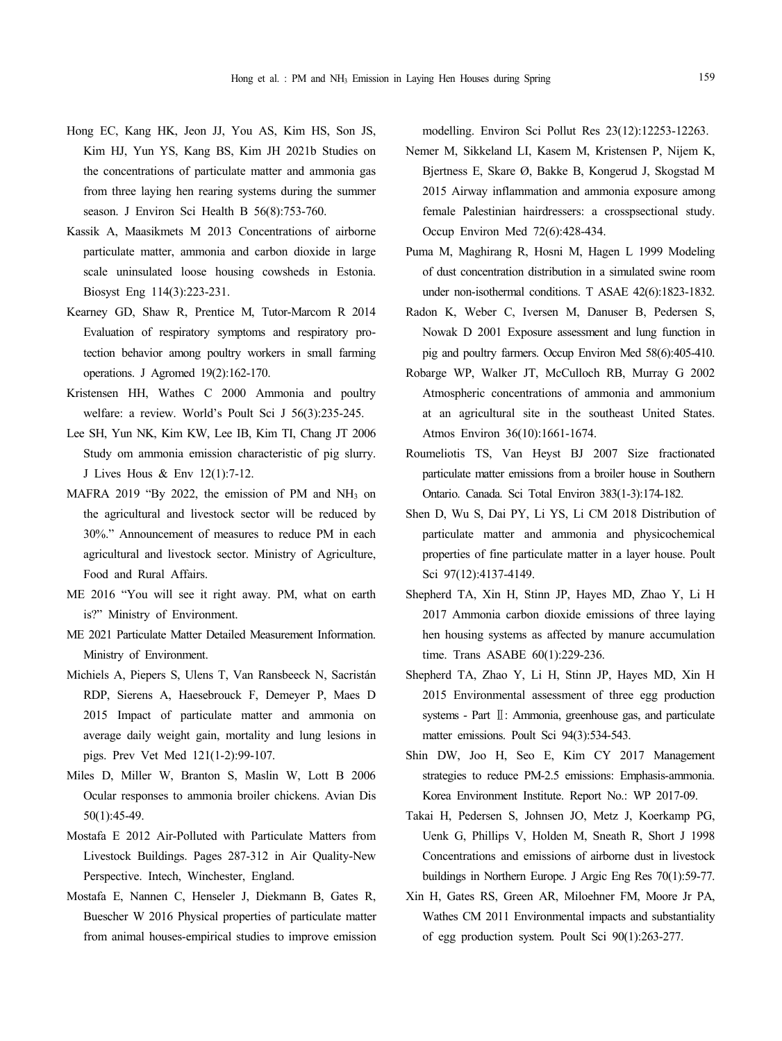Hong EC, Kang HK, Jeon JJ, You AS, Kim HS, Son JS, Kim HJ, Yun YS, Kang BS, Kim JH 2021b Studies on the concentrations of particulate matter and ammonia gas from three laying hen rearing systems during the summer season. J Environ Sci Health B 56(8):753-760.

Kassik A, Maasikmets M 2013 Concentrations of airborne particulate matter, ammonia and carbon dioxide in large scale uninsulated loose housing cowsheds in Estonia. Biosyst Eng 114(3):223-231.

Kearney GD, Shaw R, Prentice M, Tutor-Marcom R 2014 Evaluation of respiratory symptoms and respiratory protection behavior among poultry workers in small farming operations. J Agromed 19(2):162-170.

Kristensen HH, Wathes C 2000 Ammonia and poultry welfare: a review. World's Poult Sci J 56(3):235-245.

Lee SH, Yun NK, Kim KW, Lee IB, Kim TI, Chang JT 2006 Study om ammonia emission characteristic of pig slurry. J Lives Hous & Env 12(1):7-12.

MAFRA 2019 "By 2022, the emission of PM and $NH_3$ on the agricultural and livestock sector will be reduced by 30%." Announcement of measures to reduce PM in each agricultural and livestock sector. Ministry of Agriculture, Food and Rural Affairs.

ME 2016 "You will see it right away. PM, what on earth is?" Ministry of Environment.

ME 2021 Particulate Matter Detailed Measurement Information. Ministry of Environment.

Michiels A, Piepers S, Ulens T, Van Ransbeeck N, Sacristán RDP, Sierens A, Haesebrouck F, Demeyer P, Maes D 2015 Impact of particulate matter and ammonia on average daily weight gain, mortality and lung lesions in pigs. Prev Vet Med 121(1-2):99-107.

Miles D, Miller W, Branton S, Maslin W, Lott B 2006 Ocular responses to ammonia broiler chickens. Avian Dis 50(1):45-49.

Mostafa E 2012 Air-Polluted with Particulate Matters from Livestock Buildings. Pages 287-312 in Air Quality-New Perspective. Intech, Winchester, England.

Mostafa E, Nannen C, Henseler J, Diekmann B, Gates R, Buescher W 2016 Physical properties of particulate matter from animal houses-empirical studies to improve emission modelling. Environ Sci Pollut Res 23(12):12253-12263.

Nemer M, Sikkeland LI, Kasem M, Kristensen P, Nijem K, Bjertness E, Skare Ø, Bakke B, Kongerud J, Skogstad M 2015 Airway inflammation and ammonia exposure among female Palestinian hairdressers: a crosspsectional study. Occup Environ Med 72(6):428-434.

Puma M, Maghirang R, Hosni M, Hagen L 1999 Modeling of dust concentration distribution in a simulated swine room under non-isothermal conditions. T ASAE 42(6):1823-1832.

Radon K, Weber C, Iversen M, Danuser B, Pedersen S, Nowak D 2001 Exposure assessment and lung function in pig and poultry farmers. Occup Environ Med 58(6):405-410.

Robarge WP, Walker JT, McCulloch RB, Murray G 2002 Atmospheric concentrations of ammonia and ammonium at an agricultural site in the southeast United States. Atmos Environ 36(10):1661-1674.

Roumeliotis TS, Van Heyst BJ 2007 Size fractionated particulate matter emissions from a broiler house in Southern Ontario. Canada. Sci Total Environ 383(1-3):174-182.

Shen D, Wu S, Dai PY, Li YS, Li CM 2018 Distribution of particulate matter and ammonia and physicochemical properties of fine particulate matter in a layer house. Poult Sci 97(12):4137-4149.

Shepherd TA, Xin H, Stinn JP, Hayes MD, Zhao Y, Li H 2017 Ammonia carbon dioxide emissions of three laying hen housing systems as affected by manure accumulation time. Trans ASABE 60(1):229-236.

Shepherd TA, Zhao Y, Li H, Stinn JP, Hayes MD, Xin H 2015 Environmental assessment of three egg production systems - Part Ⅱ: Ammonia, greenhouse gas, and particulate matter emissions. Poult Sci 94(3):534-543.

Shin DW, Joo H, Seo E, Kim CY 2017 Management strategies to reduce PM-2.5 emissions: Emphasis-ammonia. Korea Environment Institute. Report No.: WP 2017-09.

Takai H, Pedersen S, Johnsen JO, Metz J, Koerkamp PG, Uenk G, Phillips V, Holden M, Sneath R, Short J 1998 Concentrations and emissions of airborne dust in livestock buildings in Northern Europe. J Argic Eng Res 70(1):59-77.

Xin H, Gates RS, Green AR, Miloehner FM, Moore Jr PA, Wathes CM 2011 Environmental impacts and substantiality of egg production system. Poult Sci 90(1):263-277.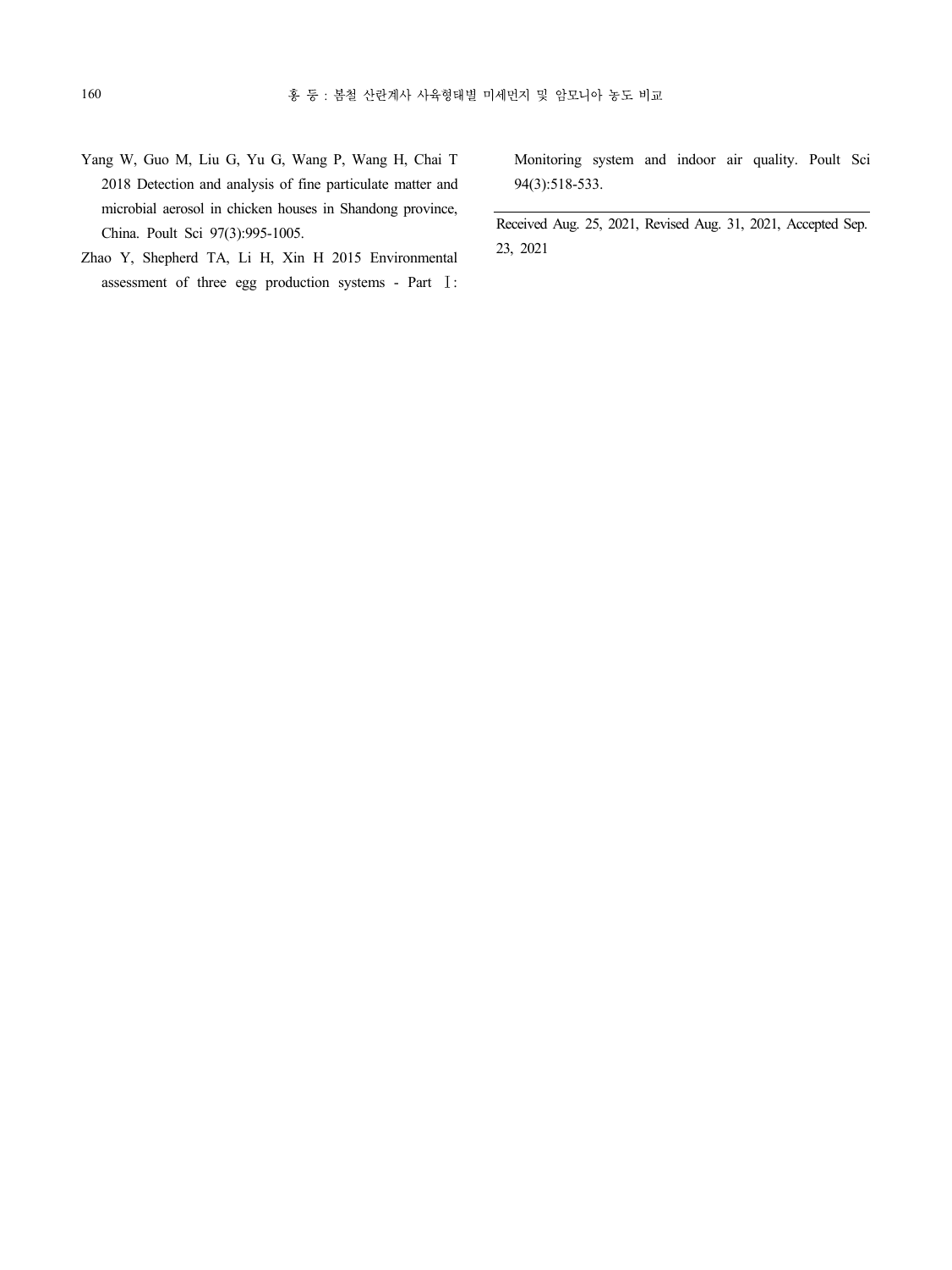Yang W, Guo M, Liu G, Yu G, Wang P, Wang H, Chai T 2018 Detection and analysis of fine particulate matter and microbial aerosol in chicken houses in Shandong province, China. Poult Sci 97(3):995-1005.

Zhao Y, Shepherd TA, Li H, Xin H 2015 Environmental assessment of three egg production systems - Part Ⅰ: Monitoring system and indoor air quality. Poult Sci 94(3):518-533.

---

Received Aug. 25, 2021, Revised Aug. 31, 2021, Accepted Sep. 23, 2021